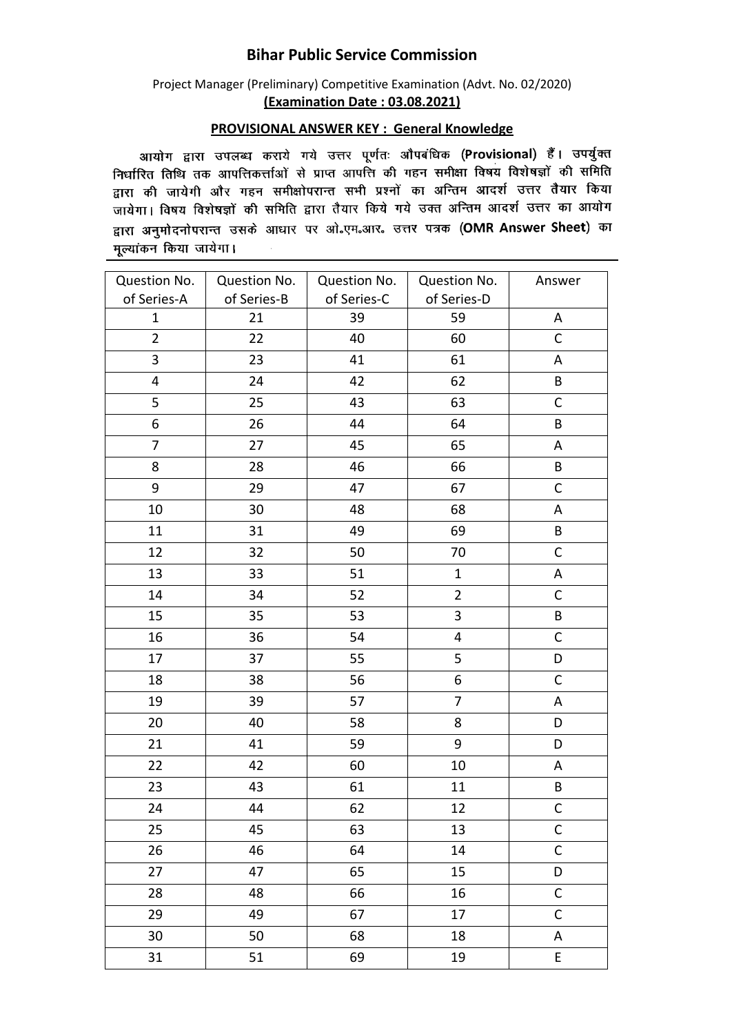# Bihar Public Service Commission

Project Manager (Preliminary) Competitive Examination (Advt. No. 02/2020)

**(Examination Date : 03.08.2021)**

## PROVISIONAL ANSWER KEY : General Knowledge

आयोग द्वारा उपलब्ध कराये गये उत्तर पूर्णतः औपबंधिक (**Provisional**) हैं। उपर्युक्त निर्धारित तिथि तक आपत्तिकर्त्ताओं से प्राप्त आपत्ति की गहन समीक्षा विषय विशेषज्ञों की समिति द्वारा की जायेगी और गहन समीक्षोपरान्त सभी प्रश्नों का अन्तिम आदर्श उत्तर तैयार किया जायेगा। विषय विशेषज्ञों की समिति द्वारा तैयार किये गये उक्त अन्तिम आदर्श उत्तर का आयोग द्वारा अनुमोदनोपरान्त उसके आधार पर ओ॰एम॰आर॰ उत्तर पत्रक (**OMR Answer Sheet**) का मूल्यांकन किया जायेगा।

| Question No. of Series-A | Question No. of Series-B | Question No. of Series-C | Question No. of Series-D | Answer |
|---|---|---|---|---|
| 1 | 21 | 39 | 59 | A |
| 2 | 22 | 40 | 60 | C |
| 3 | 23 | 41 | 61 | A |
| 4 | 24 | 42 | 62 | B |
| 5 | 25 | 43 | 63 | C |
| 6 | 26 | 44 | 64 | B |
| 7 | 27 | 45 | 65 | A |
| 8 | 28 | 46 | 66 | B |
| 9 | 29 | 47 | 67 | C |
| 10 | 30 | 48 | 68 | A |
| 11 | 31 | 49 | 69 | B |
| 12 | 32 | 50 | 70 | C |
| 13 | 33 | 51 | 1 | A |
| 14 | 34 | 52 | 2 | C |
| 15 | 35 | 53 | 3 | B |
| 16 | 36 | 54 | 4 | C |
| 17 | 37 | 55 | 5 | D |
| 18 | 38 | 56 | 6 | C |
| 19 | 39 | 57 | 7 | A |
| 20 | 40 | 58 | 8 | D |
| 21 | 41 | 59 | 9 | D |
| 22 | 42 | 60 | 10 | A |
| 23 | 43 | 61 | 11 | B |
| 24 | 44 | 62 | 12 | C |
| 25 | 45 | 63 | 13 | C |
| 26 | 46 | 64 | 14 | C |
| 27 | 47 | 65 | 15 | D |
| 28 | 48 | 66 | 16 | C |
| 29 | 49 | 67 | 17 | C |
| 30 | 50 | 68 | 18 | A |
| 31 | 51 | 69 | 19 | E |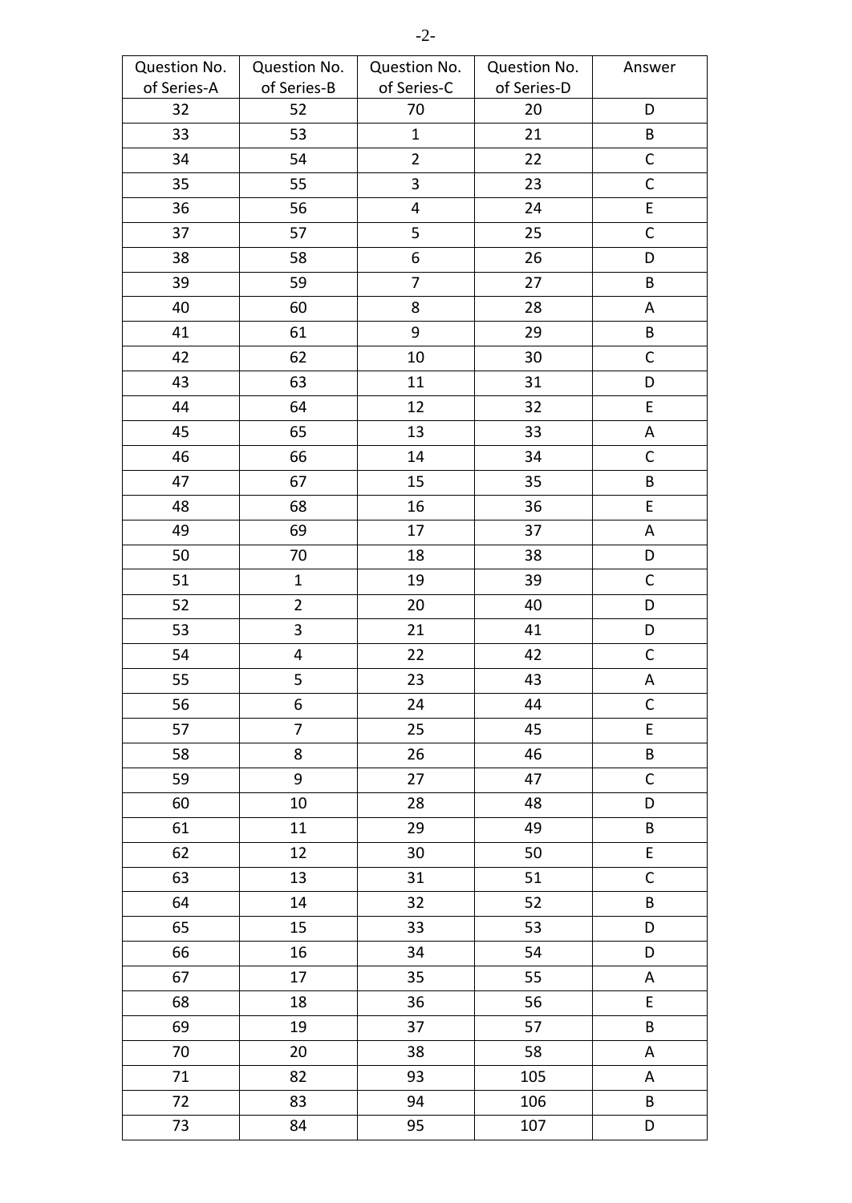| Question No. of Series-A | Question No. of Series-B | Question No. of Series-C | Question No. of Series-D | Answer |
|---|---|---|---|---|
| 32 | 52 | 70 | 20 | D |
| 33 | 53 | 1 | 21 | B |
| 34 | 54 | 2 | 22 | C |
| 35 | 55 | 3 | 23 | C |
| 36 | 56 | 4 | 24 | E |
| 37 | 57 | 5 | 25 | C |
| 38 | 58 | 6 | 26 | D |
| 39 | 59 | 7 | 27 | B |
| 40 | 60 | 8 | 28 | A |
| 41 | 61 | 9 | 29 | B |
| 42 | 62 | 10 | 30 | C |
| 43 | 63 | 11 | 31 | D |
| 44 | 64 | 12 | 32 | E |
| 45 | 65 | 13 | 33 | A |
| 46 | 66 | 14 | 34 | C |
| 47 | 67 | 15 | 35 | B |
| 48 | 68 | 16 | 36 | E |
| 49 | 69 | 17 | 37 | A |
| 50 | 70 | 18 | 38 | D |
| 51 | 1 | 19 | 39 | C |
| 52 | 2 | 20 | 40 | D |
| 53 | 3 | 21 | 41 | D |
| 54 | 4 | 22 | 42 | C |
| 55 | 5 | 23 | 43 | A |
| 56 | 6 | 24 | 44 | C |
| 57 | 7 | 25 | 45 | E |
| 58 | 8 | 26 | 46 | B |
| 59 | 9 | 27 | 47 | C |
| 60 | 10 | 28 | 48 | D |
| 61 | 11 | 29 | 49 | B |
| 62 | 12 | 30 | 50 | E |
| 63 | 13 | 31 | 51 | C |
| 64 | 14 | 32 | 52 | B |
| 65 | 15 | 33 | 53 | D |
| 66 | 16 | 34 | 54 | D |
| 67 | 17 | 35 | 55 | A |
| 68 | 18 | 36 | 56 | E |
| 69 | 19 | 37 | 57 | B |
| 70 | 20 | 38 | 58 | A |
| 71 | 82 | 93 | 105 | A |
| 72 | 83 | 94 | 106 | B |
| 73 | 84 | 95 | 107 | D |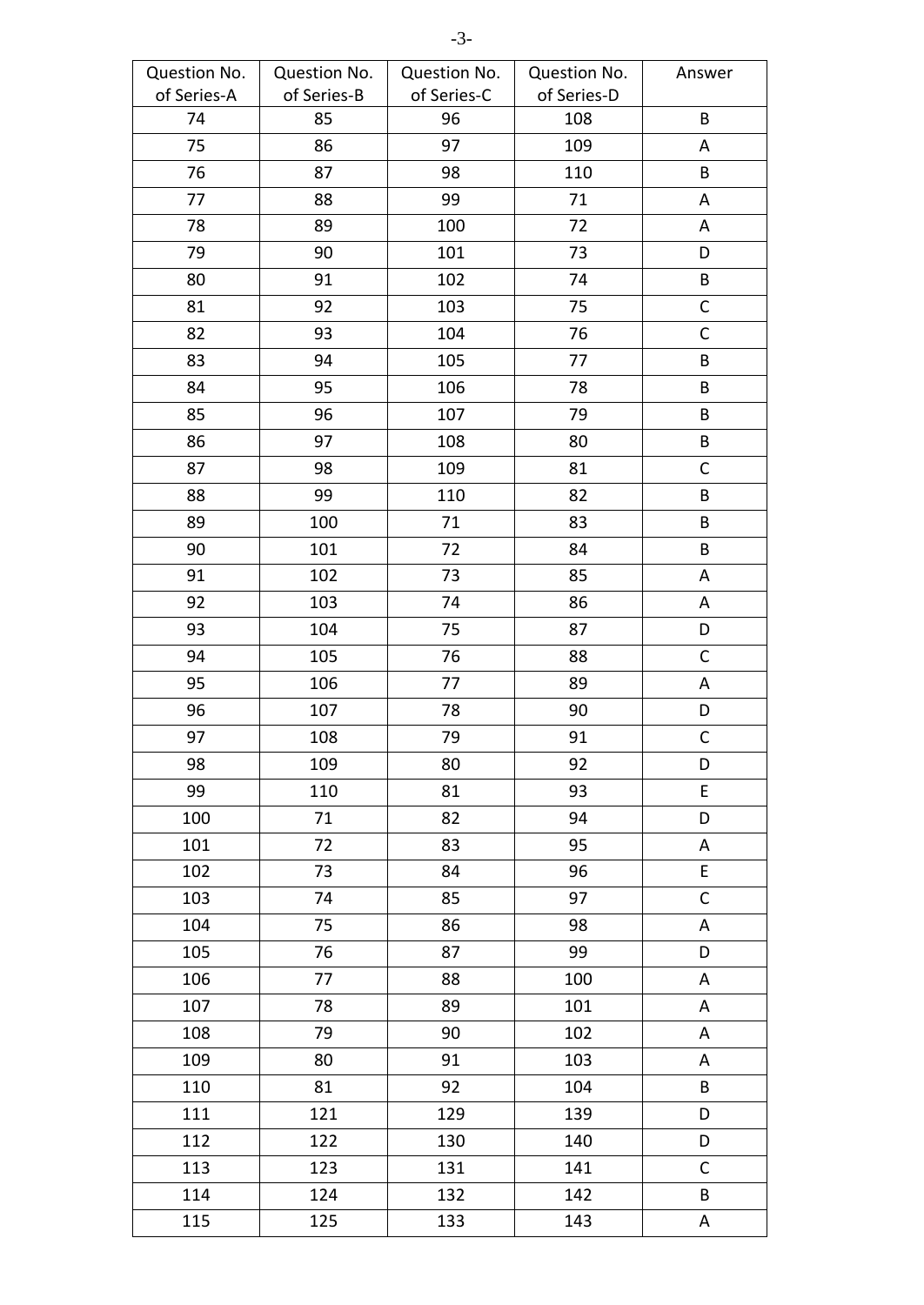| Question No. of Series-A | Question No. of Series-B | Question No. of Series-C | Question No. of Series-D | Answer |
|---|---|---|---|---|
| 74 | 85 | 96 | 108 | B |
| 75 | 86 | 97 | 109 | A |
| 76 | 87 | 98 | 110 | B |
| 77 | 88 | 99 | 71 | A |
| 78 | 89 | 100 | 72 | A |
| 79 | 90 | 101 | 73 | D |
| 80 | 91 | 102 | 74 | B |
| 81 | 92 | 103 | 75 | C |
| 82 | 93 | 104 | 76 | C |
| 83 | 94 | 105 | 77 | B |
| 84 | 95 | 106 | 78 | B |
| 85 | 96 | 107 | 79 | B |
| 86 | 97 | 108 | 80 | B |
| 87 | 98 | 109 | 81 | C |
| 88 | 99 | 110 | 82 | B |
| 89 | 100 | 71 | 83 | B |
| 90 | 101 | 72 | 84 | B |
| 91 | 102 | 73 | 85 | A |
| 92 | 103 | 74 | 86 | A |
| 93 | 104 | 75 | 87 | D |
| 94 | 105 | 76 | 88 | C |
| 95 | 106 | 77 | 89 | A |
| 96 | 107 | 78 | 90 | D |
| 97 | 108 | 79 | 91 | C |
| 98 | 109 | 80 | 92 | D |
| 99 | 110 | 81 | 93 | E |
| 100 | 71 | 82 | 94 | D |
| 101 | 72 | 83 | 95 | A |
| 102 | 73 | 84 | 96 | E |
| 103 | 74 | 85 | 97 | C |
| 104 | 75 | 86 | 98 | A |
| 105 | 76 | 87 | 99 | D |
| 106 | 77 | 88 | 100 | A |
| 107 | 78 | 89 | 101 | A |
| 108 | 79 | 90 | 102 | A |
| 109 | 80 | 91 | 103 | A |
| 110 | 81 | 92 | 104 | B |
| 111 | 121 | 129 | 139 | D |
| 112 | 122 | 130 | 140 | D |
| 113 | 123 | 131 | 141 | C |
| 114 | 124 | 132 | 142 | B |
| 115 | 125 | 133 | 143 | A |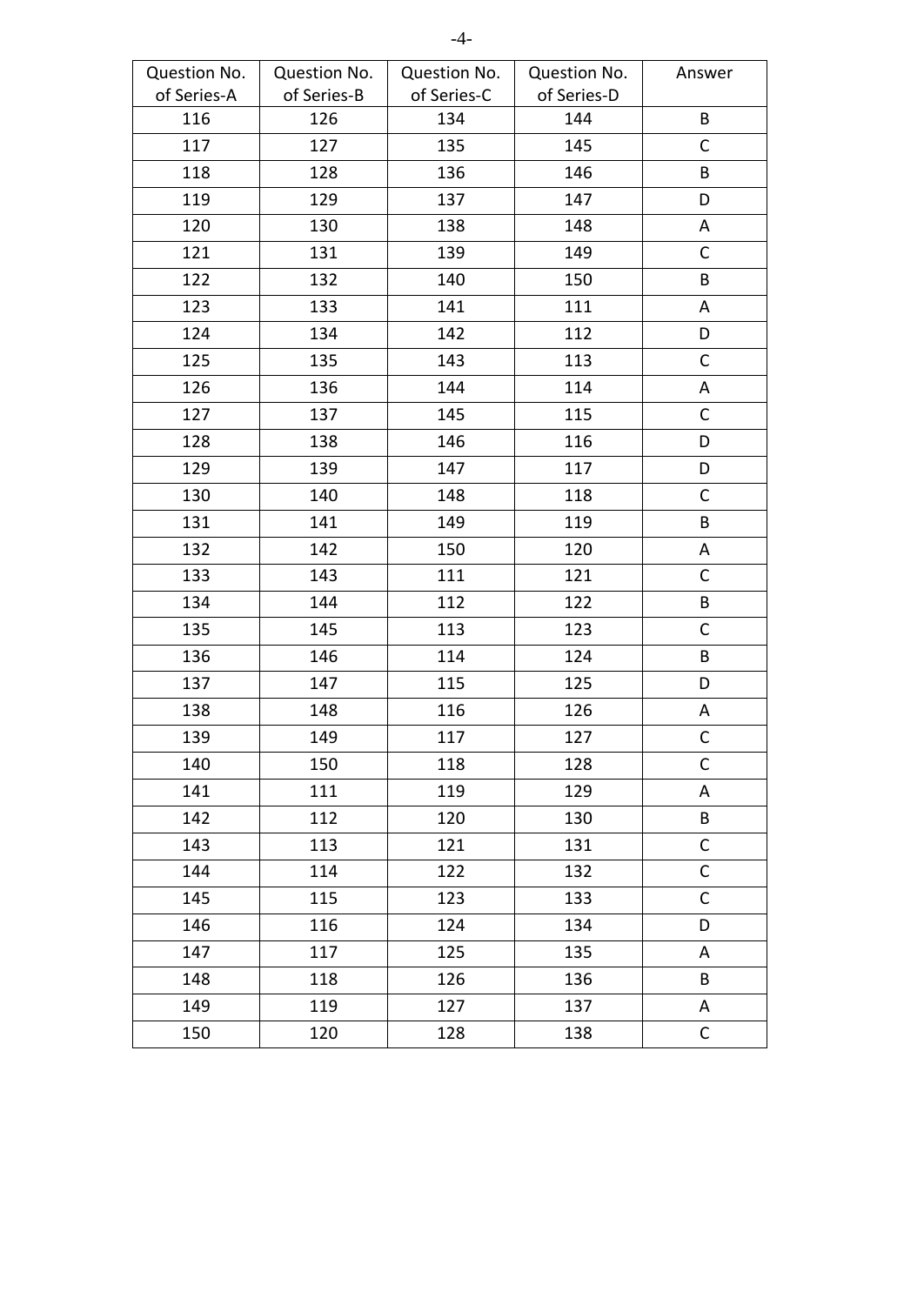| Question No. of Series-A | Question No. of Series-B | Question No. of Series-C | Question No. of Series-D | Answer |
|---|---|---|---|---|
| 116 | 126 | 134 | 144 | B |
| 117 | 127 | 135 | 145 | C |
| 118 | 128 | 136 | 146 | B |
| 119 | 129 | 137 | 147 | D |
| 120 | 130 | 138 | 148 | A |
| 121 | 131 | 139 | 149 | C |
| 122 | 132 | 140 | 150 | B |
| 123 | 133 | 141 | 111 | A |
| 124 | 134 | 142 | 112 | D |
| 125 | 135 | 143 | 113 | C |
| 126 | 136 | 144 | 114 | A |
| 127 | 137 | 145 | 115 | C |
| 128 | 138 | 146 | 116 | D |
| 129 | 139 | 147 | 117 | D |
| 130 | 140 | 148 | 118 | C |
| 131 | 141 | 149 | 119 | B |
| 132 | 142 | 150 | 120 | A |
| 133 | 143 | 111 | 121 | C |
| 134 | 144 | 112 | 122 | B |
| 135 | 145 | 113 | 123 | C |
| 136 | 146 | 114 | 124 | B |
| 137 | 147 | 115 | 125 | D |
| 138 | 148 | 116 | 126 | A |
| 139 | 149 | 117 | 127 | C |
| 140 | 150 | 118 | 128 | C |
| 141 | 111 | 119 | 129 | A |
| 142 | 112 | 120 | 130 | B |
| 143 | 113 | 121 | 131 | C |
| 144 | 114 | 122 | 132 | C |
| 145 | 115 | 123 | 133 | C |
| 146 | 116 | 124 | 134 | D |
| 147 | 117 | 125 | 135 | A |
| 148 | 118 | 126 | 136 | B |
| 149 | 119 | 127 | 137 | A |
| 150 | 120 | 128 | 138 | C |